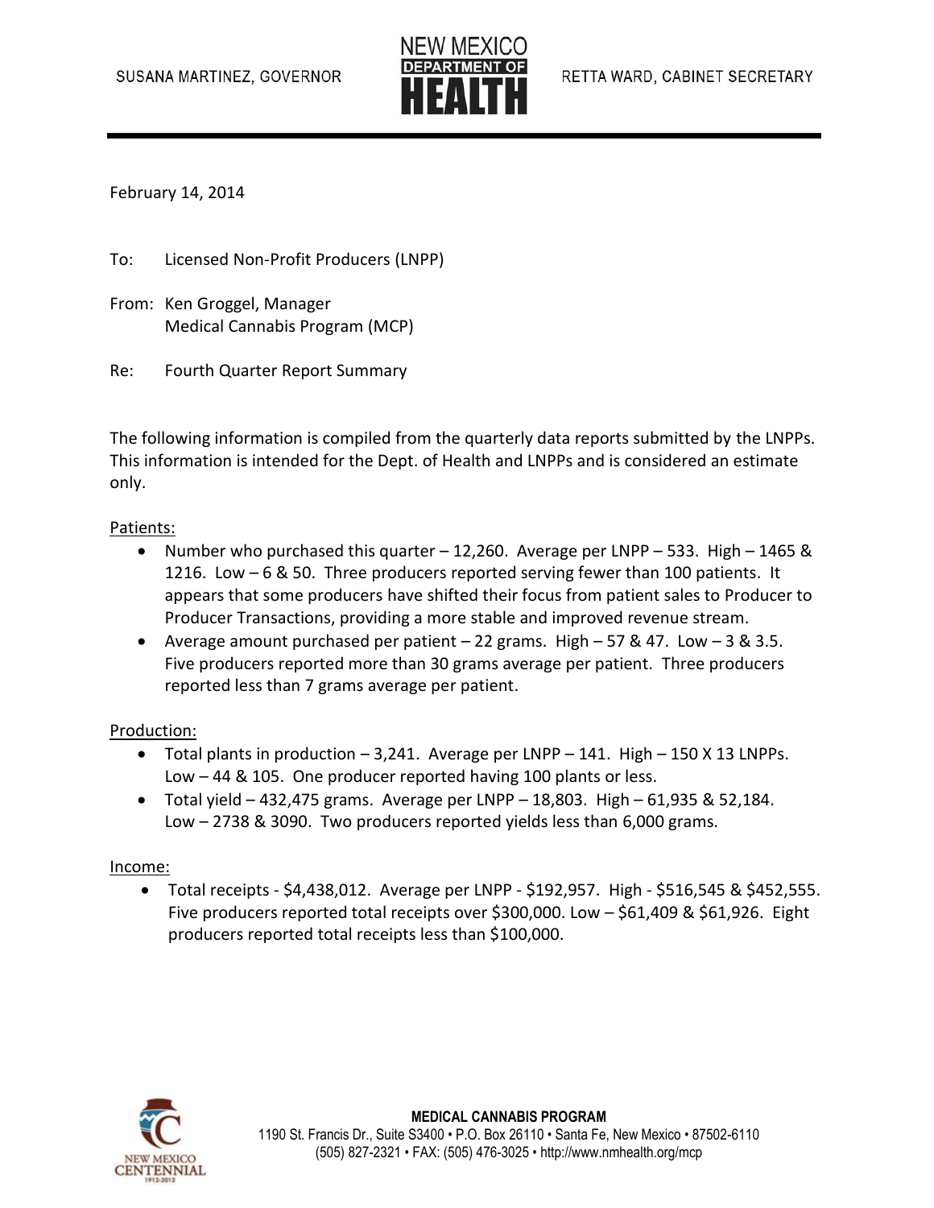SUSANA MARTINEZ, GOVERNOR

NEW MEXICO DEPARTMENT OF HEALTH

RETTA WARD, CABINET SECRETARY

February 14, 2014

To: Licensed Non-Profit Producers (LNPP)

From: Ken Groggel, Manager
Medical Cannabis Program (MCP)

Re: Fourth Quarter Report Summary

The following information is compiled from the quarterly data reports submitted by the LNPPs. This information is intended for the Dept. of Health and LNPPs and is considered an estimate only.

<u>Patients:</u>

- Number who purchased this quarter – 12,260. Average per LNPP – 533. High – 1465 & 1216. Low – 6 & 50. Three producers reported serving fewer than 100 patients. It appears that some producers have shifted their focus from patient sales to Producer to Producer Transactions, providing a more stable and improved revenue stream.
- Average amount purchased per patient – 22 grams. High – 57 & 47. Low – 3 & 3.5. Five producers reported more than 30 grams average per patient. Three producers reported less than 7 grams average per patient.

<u>Production:</u>

- Total plants in production – 3,241. Average per LNPP – 141. High – 150 X 13 LNPPs. Low – 44 & 105. One producer reported having 100 plants or less.
- Total yield – 432,475 grams. Average per LNPP – 18,803. High – 61,935 & 52,184. Low – 2738 & 3090. Two producers reported yields less than 6,000 grams.

<u>Income:</u>

- Total receipts - $4,438,012. Average per LNPP - $192,957. High - $516,545 & $452,555. Five producers reported total receipts over $300,000. Low – $61,409 & $61,926. Eight producers reported total receipts less than $100,000.

**MEDICAL CANNABIS PROGRAM**
1190 St. Francis Dr., Suite S3400 • P.O. Box 26110 • Santa Fe, New Mexico • 87502-6110
(505) 827-2321 • FAX: (505) 476-3025 • http://www.nmhealth.org/mcp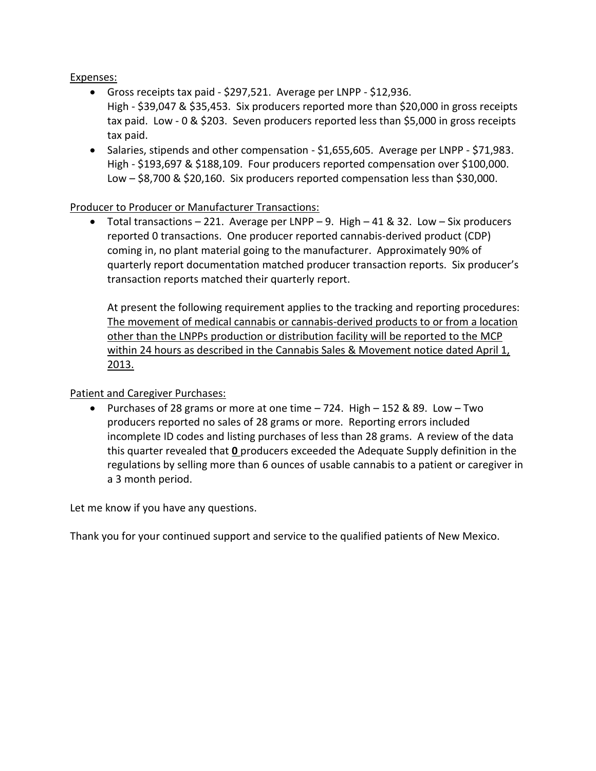Expenses:

- Gross receipts tax paid - $297,521. Average per LNPP - $12,936.
  High - $39,047 & $35,453. Six producers reported more than $20,000 in gross receipts tax paid. Low - 0 & $203. Seven producers reported less than $5,000 in gross receipts tax paid.
- Salaries, stipends and other compensation - $1,655,605. Average per LNPP - $71,983.
  High - $193,697 & $188,109. Four producers reported compensation over $100,000.
  Low – $8,700 & $20,160. Six producers reported compensation less than $30,000.

Producer to Producer or Manufacturer Transactions:

- Total transactions – 221. Average per LNPP – 9. High – 41 & 32. Low – Six producers reported 0 transactions. One producer reported cannabis-derived product (CDP) coming in, no plant material going to the manufacturer. Approximately 90% of quarterly report documentation matched producer transaction reports. Six producer's transaction reports matched their quarterly report.

  At present the following requirement applies to the tracking and reporting procedures: The movement of medical cannabis or cannabis-derived products to or from a location other than the LNPPs production or distribution facility will be reported to the MCP within 24 hours as described in the Cannabis Sales & Movement notice dated April 1, 2013.

Patient and Caregiver Purchases:

- Purchases of 28 grams or more at one time – 724. High – 152 & 89. Low – Two producers reported no sales of 28 grams or more. Reporting errors included incomplete ID codes and listing purchases of less than 28 grams. A review of the data this quarter revealed that **0** producers exceeded the Adequate Supply definition in the regulations by selling more than 6 ounces of usable cannabis to a patient or caregiver in a 3 month period.

Let me know if you have any questions.

Thank you for your continued support and service to the qualified patients of New Mexico.